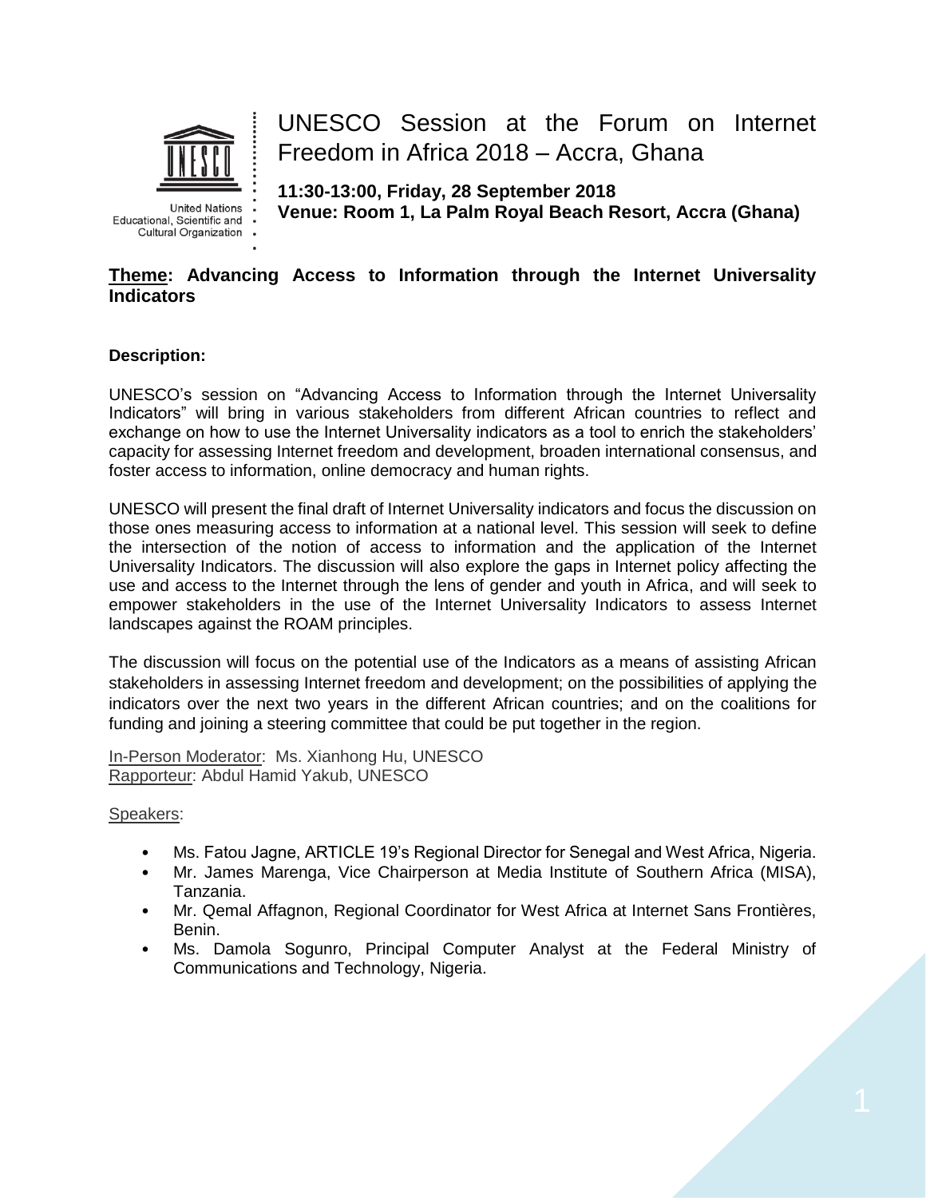United Nations Educational, Scientific and Cultural Organization

# UNESCO Session at the Forum on Internet Freedom in Africa 2018 – Accra, Ghana

**11:30-13:00, Friday, 28 September 2018**
**Venue: Room 1, La Palm Royal Beach Resort, Accra (Ghana)**

**Theme: Advancing Access to Information through the Internet Universality Indicators**

**Description:**

UNESCO's session on "Advancing Access to Information through the Internet Universality Indicators" will bring in various stakeholders from different African countries to reflect and exchange on how to use the Internet Universality indicators as a tool to enrich the stakeholders' capacity for assessing Internet freedom and development, broaden international consensus, and foster access to information, online democracy and human rights.

UNESCO will present the final draft of Internet Universality indicators and focus the discussion on those ones measuring access to information at a national level. This session will seek to define the intersection of the notion of access to information and the application of the Internet Universality Indicators. The discussion will also explore the gaps in Internet policy affecting the use and access to the Internet through the lens of gender and youth in Africa, and will seek to empower stakeholders in the use of the Internet Universality Indicators to assess Internet landscapes against the ROAM principles.

The discussion will focus on the potential use of the Indicators as a means of assisting African stakeholders in assessing Internet freedom and development; on the possibilities of applying the indicators over the next two years in the different African countries; and on the coalitions for funding and joining a steering committee that could be put together in the region.

In-Person Moderator: Ms. Xianhong Hu, UNESCO
Rapporteur: Abdul Hamid Yakub, UNESCO

Speakers:

- Ms. Fatou Jagne, ARTICLE 19's Regional Director for Senegal and West Africa, Nigeria.
- Mr. James Marenga, Vice Chairperson at Media Institute of Southern Africa (MISA), Tanzania.
- Mr. Qemal Affagnon, Regional Coordinator for West Africa at Internet Sans Frontières, Benin.
- Ms. Damola Sogunro, Principal Computer Analyst at the Federal Ministry of Communications and Technology, Nigeria.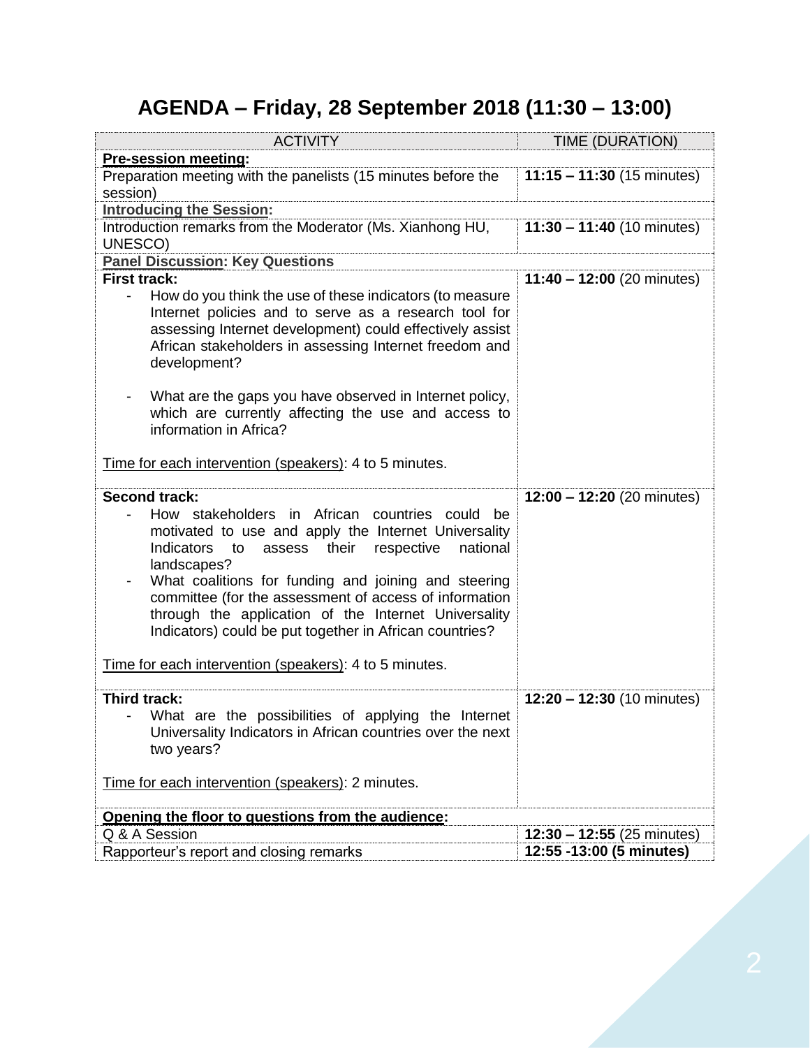# AGENDA – Friday, 28 September 2018 (11:30 – 13:00)

| ACTIVITY | TIME (DURATION) |
|---|---|
| **Pre-session meeting:** | |
| Preparation meeting with the panelists (15 minutes before the session) | **11:15 – 11:30** (15 minutes) |
| **Introducing the Session:** | |
| Introduction remarks from the Moderator (Ms. Xianhong HU, UNESCO) | **11:30 – 11:40** (10 minutes) |
| **Panel Discussion: Key Questions** | |
| **First track:**<br>- How do you think the use of these indicators (to measure Internet policies and to serve as a research tool for assessing Internet development) could effectively assist African stakeholders in assessing Internet freedom and development?<br>- What are the gaps you have observed in Internet policy, which are currently affecting the use and access to information in Africa?<br><br>Time for each intervention (speakers): 4 to 5 minutes. | **11:40 – 12:00** (20 minutes) |
| **Second track:**<br>- How stakeholders in African countries could be motivated to use and apply the Internet Universality Indicators to assess their respective national landscapes?<br>- What coalitions for funding and joining and steering committee (for the assessment of access of information through the application of the Internet Universality Indicators) could be put together in African countries?<br><br>Time for each intervention (speakers): 4 to 5 minutes. | **12:00 – 12:20** (20 minutes) |
| **Third track:**<br>- What are the possibilities of applying the Internet Universality Indicators in African countries over the next two years?<br><br>Time for each intervention (speakers): 2 minutes. | **12:20 – 12:30** (10 minutes) |
| **Opening the floor to questions from the audience:** | |
| Q & A Session | **12:30 – 12:55** (25 minutes) |
| Rapporteur's report and closing remarks | **12:55 -13:00 (5 minutes)** |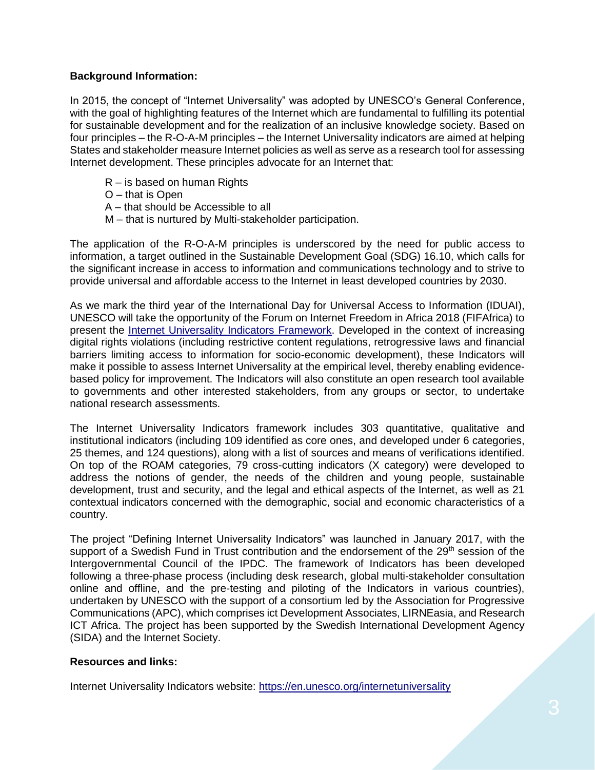**Background Information:**

In 2015, the concept of "Internet Universality" was adopted by UNESCO's General Conference, with the goal of highlighting features of the Internet which are fundamental to fulfilling its potential for sustainable development and for the realization of an inclusive knowledge society. Based on four principles – the R-O-A-M principles – the Internet Universality indicators are aimed at helping States and stakeholder measure Internet policies as well as serve as a research tool for assessing Internet development. These principles advocate for an Internet that:

R – is based on human Rights  
O – that is Open  
A – that should be Accessible to all  
M – that is nurtured by Multi-stakeholder participation.

The application of the R-O-A-M principles is underscored by the need for public access to information, a target outlined in the Sustainable Development Goal (SDG) 16.10, which calls for the significant increase in access to information and communications technology and to strive to provide universal and affordable access to the Internet in least developed countries by 2030.

As we mark the third year of the International Day for Universal Access to Information (IDUAI), UNESCO will take the opportunity of the Forum on Internet Freedom in Africa 2018 (FIFAfrica) to present the Internet Universality Indicators Framework. Developed in the context of increasing digital rights violations (including restrictive content regulations, retrogressive laws and financial barriers limiting access to information for socio-economic development), these Indicators will make it possible to assess Internet Universality at the empirical level, thereby enabling evidence-based policy for improvement. The Indicators will also constitute an open research tool available to governments and other interested stakeholders, from any groups or sector, to undertake national research assessments.

The Internet Universality Indicators framework includes 303 quantitative, qualitative and institutional indicators (including 109 identified as core ones, and developed under 6 categories, 25 themes, and 124 questions), along with a list of sources and means of verifications identified. On top of the ROAM categories, 79 cross-cutting indicators (X category) were developed to address the notions of gender, the needs of the children and young people, sustainable development, trust and security, and the legal and ethical aspects of the Internet, as well as 21 contextual indicators concerned with the demographic, social and economic characteristics of a country.

The project "Defining Internet Universality Indicators" was launched in January 2017, with the support of a Swedish Fund in Trust contribution and the endorsement of the 29th session of the Intergovernmental Council of the IPDC. The framework of Indicators has been developed following a three-phase process (including desk research, global multi-stakeholder consultation online and offline, and the pre-testing and piloting of the Indicators in various countries), undertaken by UNESCO with the support of a consortium led by the Association for Progressive Communications (APC), which comprises ict Development Associates, LIRNEasia, and Research ICT Africa. The project has been supported by the Swedish International Development Agency (SIDA) and the Internet Society.

**Resources and links:**

Internet Universality Indicators website: https://en.unesco.org/internetuniversality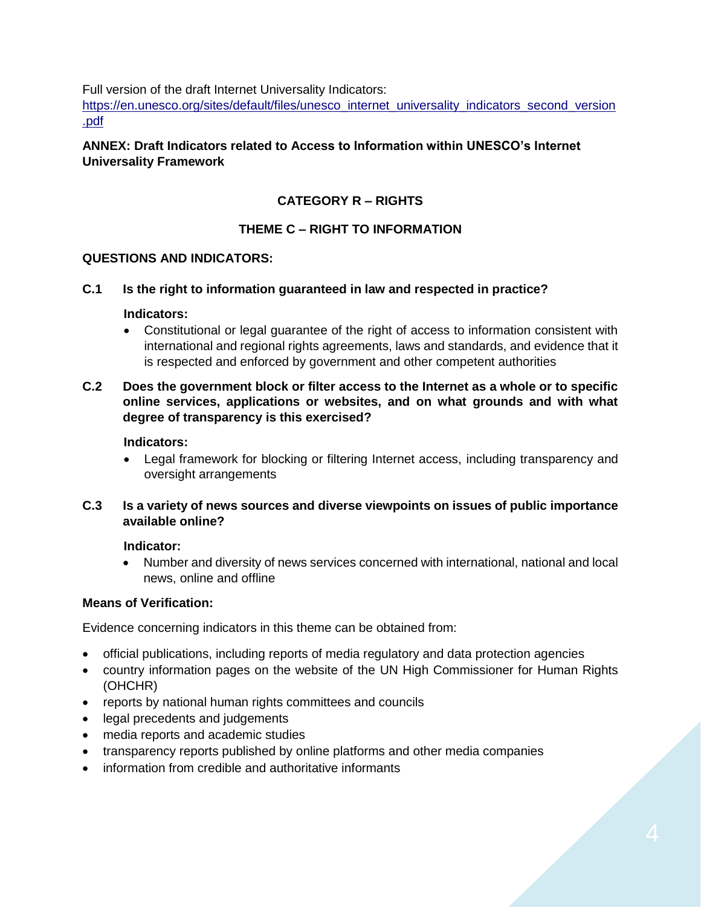Full version of the draft Internet Universality Indicators: [https://en.unesco.org/sites/default/files/unesco_internet_universality_indicators_second_version.pdf](https://en.unesco.org/sites/default/files/unesco_internet_universality_indicators_second_version.pdf)

**ANNEX: Draft Indicators related to Access to Information within UNESCO's Internet Universality Framework**

## CATEGORY R – RIGHTS

### THEME C – RIGHT TO INFORMATION

**QUESTIONS AND INDICATORS:**

**C.1 Is the right to information guaranteed in law and respected in practice?**

**Indicators:**

- Constitutional or legal guarantee of the right of access to information consistent with international and regional rights agreements, laws and standards, and evidence that it is respected and enforced by government and other competent authorities

**C.2 Does the government block or filter access to the Internet as a whole or to specific online services, applications or websites, and on what grounds and with what degree of transparency is this exercised?**

**Indicators:**

- Legal framework for blocking or filtering Internet access, including transparency and oversight arrangements

**C.3 Is a variety of news sources and diverse viewpoints on issues of public importance available online?**

**Indicator:**

- Number and diversity of news services concerned with international, national and local news, online and offline

**Means of Verification:**

Evidence concerning indicators in this theme can be obtained from:

- official publications, including reports of media regulatory and data protection agencies
- country information pages on the website of the UN High Commissioner for Human Rights (OHCHR)
- reports by national human rights committees and councils
- legal precedents and judgements
- media reports and academic studies
- transparency reports published by online platforms and other media companies
- information from credible and authoritative informants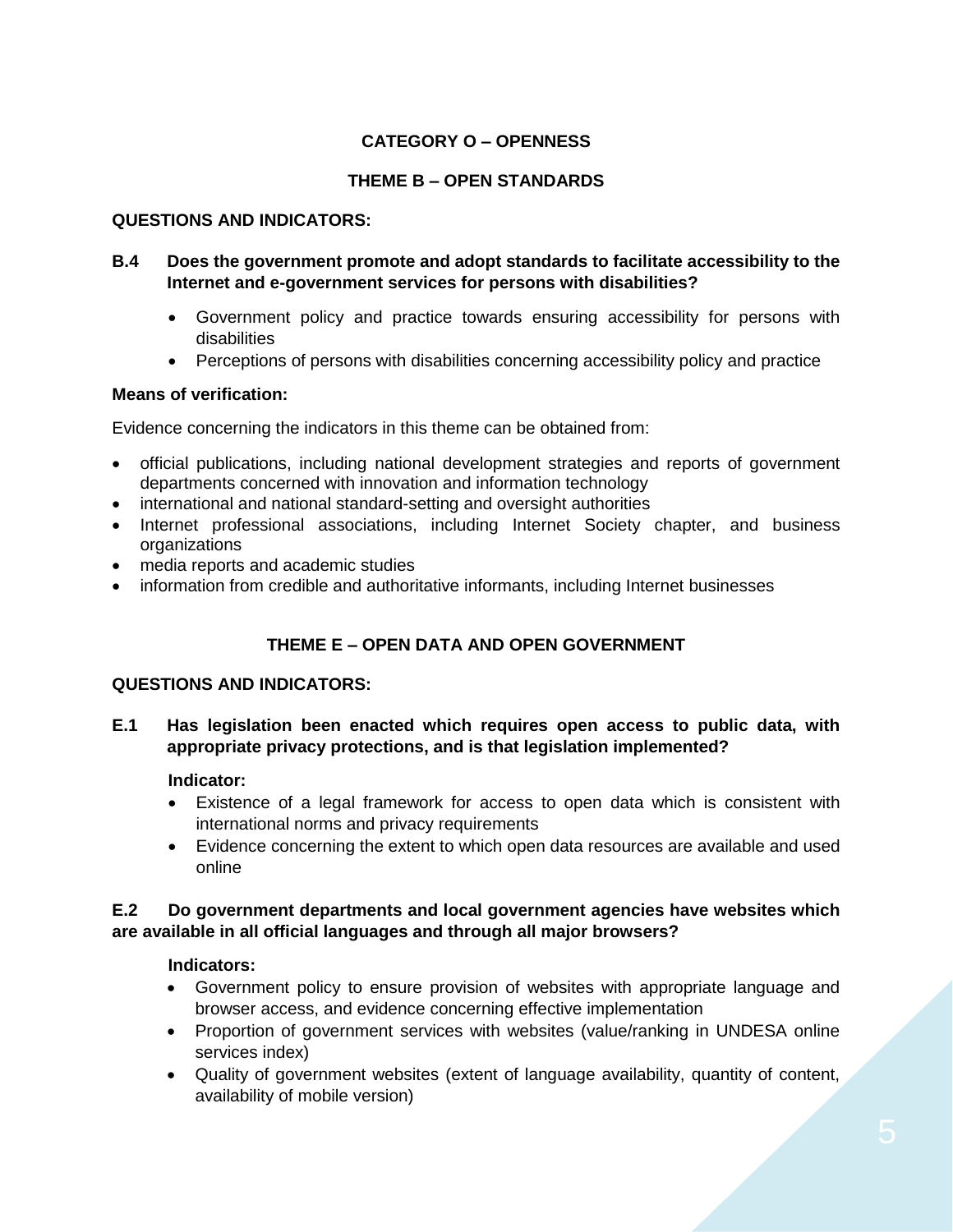## CATEGORY O – OPENNESS

### THEME B – OPEN STANDARDS

**QUESTIONS AND INDICATORS:**

**B.4 Does the government promote and adopt standards to facilitate accessibility to the Internet and e-government services for persons with disabilities?**

- Government policy and practice towards ensuring accessibility for persons with disabilities
- Perceptions of persons with disabilities concerning accessibility policy and practice

**Means of verification:**

Evidence concerning the indicators in this theme can be obtained from:

- official publications, including national development strategies and reports of government departments concerned with innovation and information technology
- international and national standard-setting and oversight authorities
- Internet professional associations, including Internet Society chapter, and business organizations
- media reports and academic studies
- information from credible and authoritative informants, including Internet businesses

### THEME E – OPEN DATA AND OPEN GOVERNMENT

**QUESTIONS AND INDICATORS:**

**E.1 Has legislation been enacted which requires open access to public data, with appropriate privacy protections, and is that legislation implemented?**

**Indicator:**

- Existence of a legal framework for access to open data which is consistent with international norms and privacy requirements
- Evidence concerning the extent to which open data resources are available and used online

**E.2 Do government departments and local government agencies have websites which are available in all official languages and through all major browsers?**

**Indicators:**

- Government policy to ensure provision of websites with appropriate language and browser access, and evidence concerning effective implementation
- Proportion of government services with websites (value/ranking in UNDESA online services index)
- Quality of government websites (extent of language availability, quantity of content, availability of mobile version)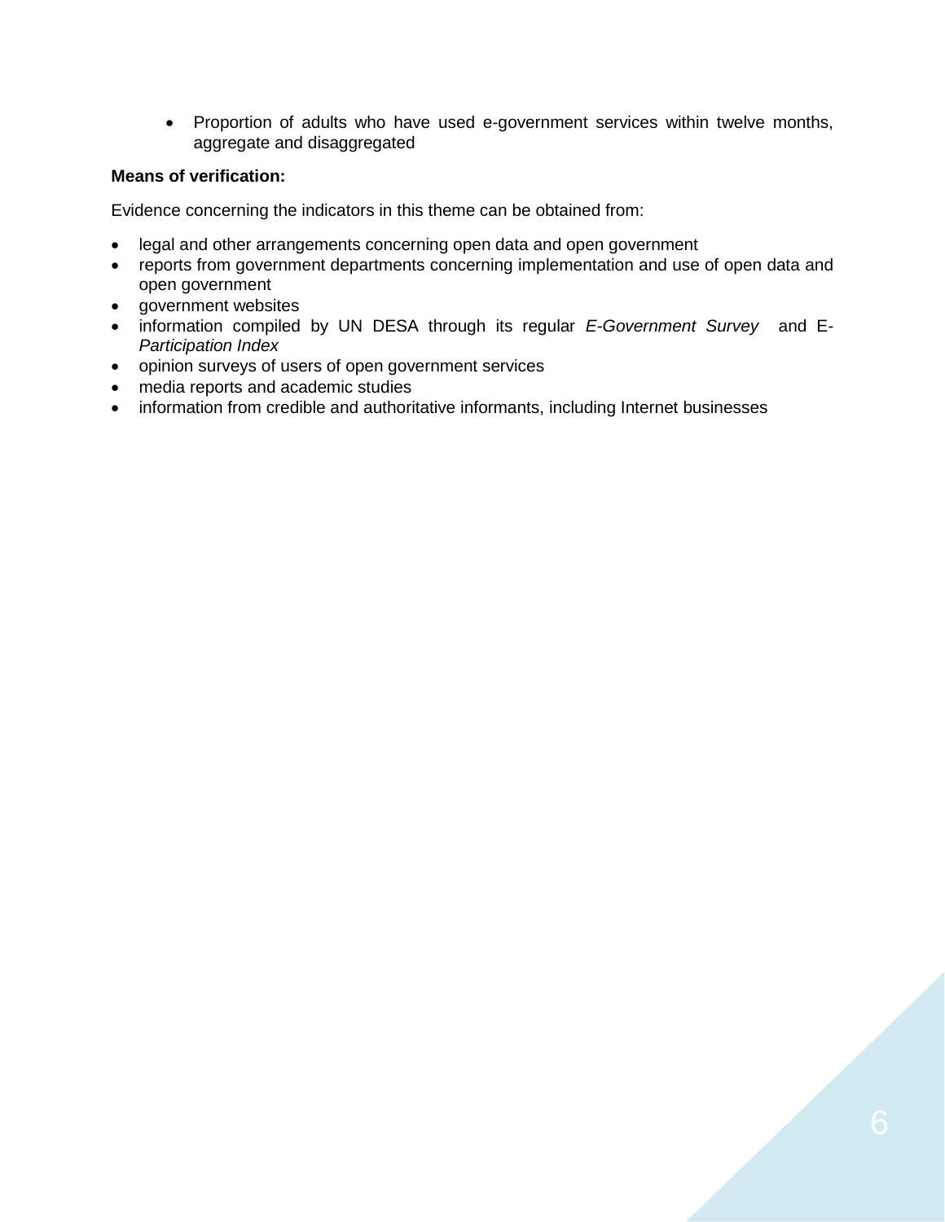- Proportion of adults who have used e-government services within twelve months, aggregate and disaggregated

**Means of verification:**

Evidence concerning the indicators in this theme can be obtained from:

- legal and other arrangements concerning open data and open government
- reports from government departments concerning implementation and use of open data and open government
- government websites
- information compiled by UN DESA through its regular *E-Government Survey* and *E-Participation Index*
- opinion surveys of users of open government services
- media reports and academic studies
- information from credible and authoritative informants, including Internet businesses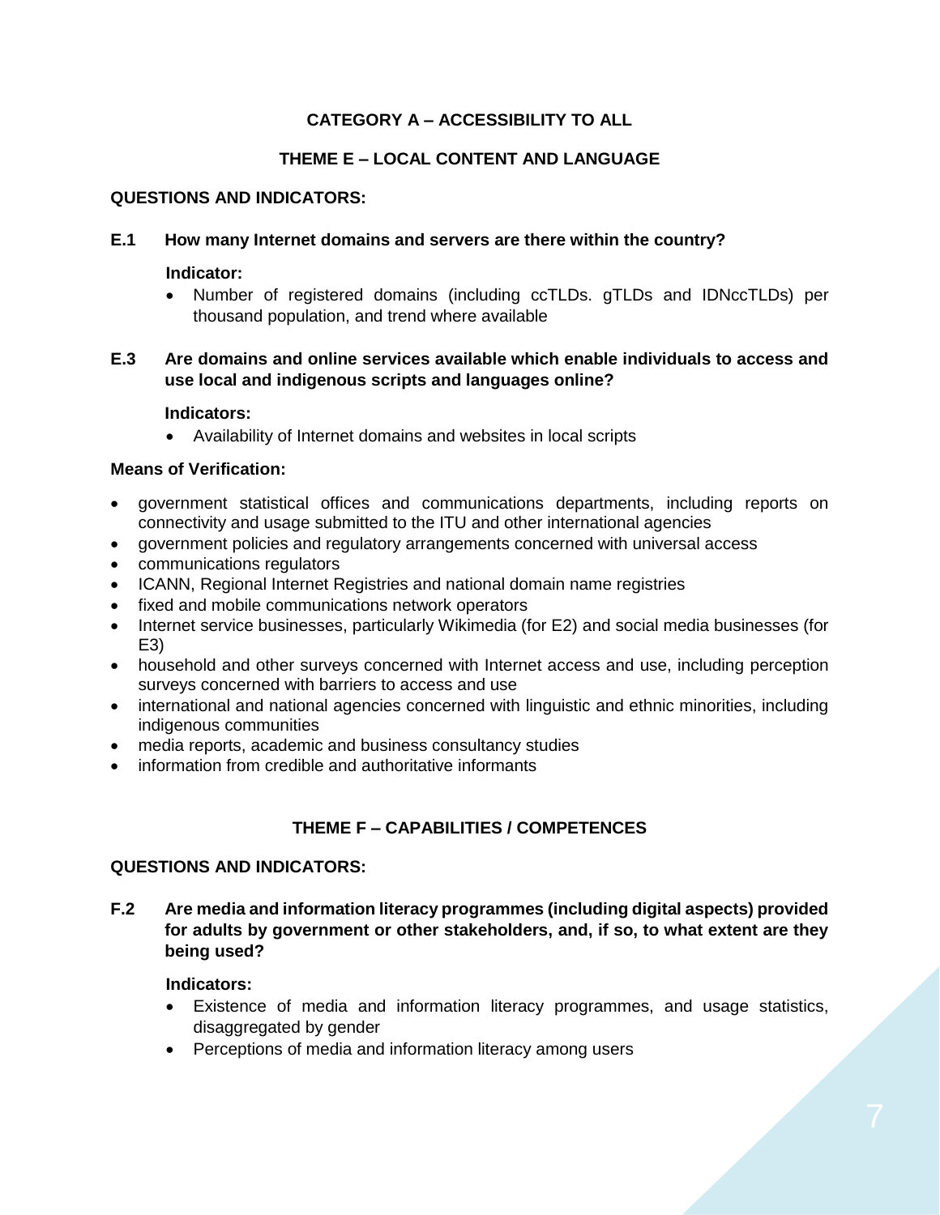**CATEGORY A – ACCESSIBILITY TO ALL**

## THEME E – LOCAL CONTENT AND LANGUAGE

### QUESTIONS AND INDICATORS:

**E.1 How many Internet domains and servers are there within the country?**

**Indicator:**

- Number of registered domains (including ccTLDs. gTLDs and IDNccTLDs) per thousand population, and trend where available

**E.3 Are domains and online services available which enable individuals to access and use local and indigenous scripts and languages online?**

**Indicators:**

- Availability of Internet domains and websites in local scripts

### Means of Verification:

- government statistical offices and communications departments, including reports on connectivity and usage submitted to the ITU and other international agencies
- government policies and regulatory arrangements concerned with universal access
- communications regulators
- ICANN, Regional Internet Registries and national domain name registries
- fixed and mobile communications network operators
- Internet service businesses, particularly Wikimedia (for E2) and social media businesses (for E3)
- household and other surveys concerned with Internet access and use, including perception surveys concerned with barriers to access and use
- international and national agencies concerned with linguistic and ethnic minorities, including indigenous communities
- media reports, academic and business consultancy studies
- information from credible and authoritative informants

## THEME F – CAPABILITIES / COMPETENCES

### QUESTIONS AND INDICATORS:

**F.2 Are media and information literacy programmes (including digital aspects) provided for adults by government or other stakeholders, and, if so, to what extent are they being used?**

**Indicators:**

- Existence of media and information literacy programmes, and usage statistics, disaggregated by gender
- Perceptions of media and information literacy among users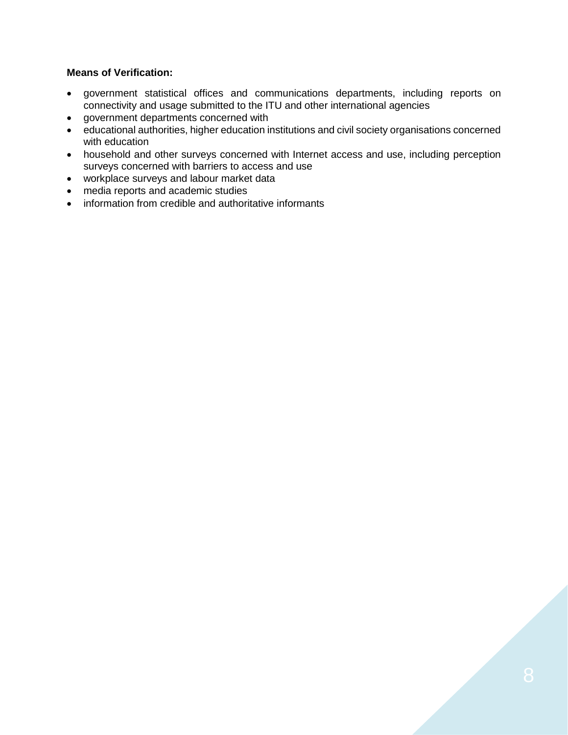**Means of Verification:**

- government statistical offices and communications departments, including reports on connectivity and usage submitted to the ITU and other international agencies
- government departments concerned with
- educational authorities, higher education institutions and civil society organisations concerned with education
- household and other surveys concerned with Internet access and use, including perception surveys concerned with barriers to access and use
- workplace surveys and labour market data
- media reports and academic studies
- information from credible and authoritative informants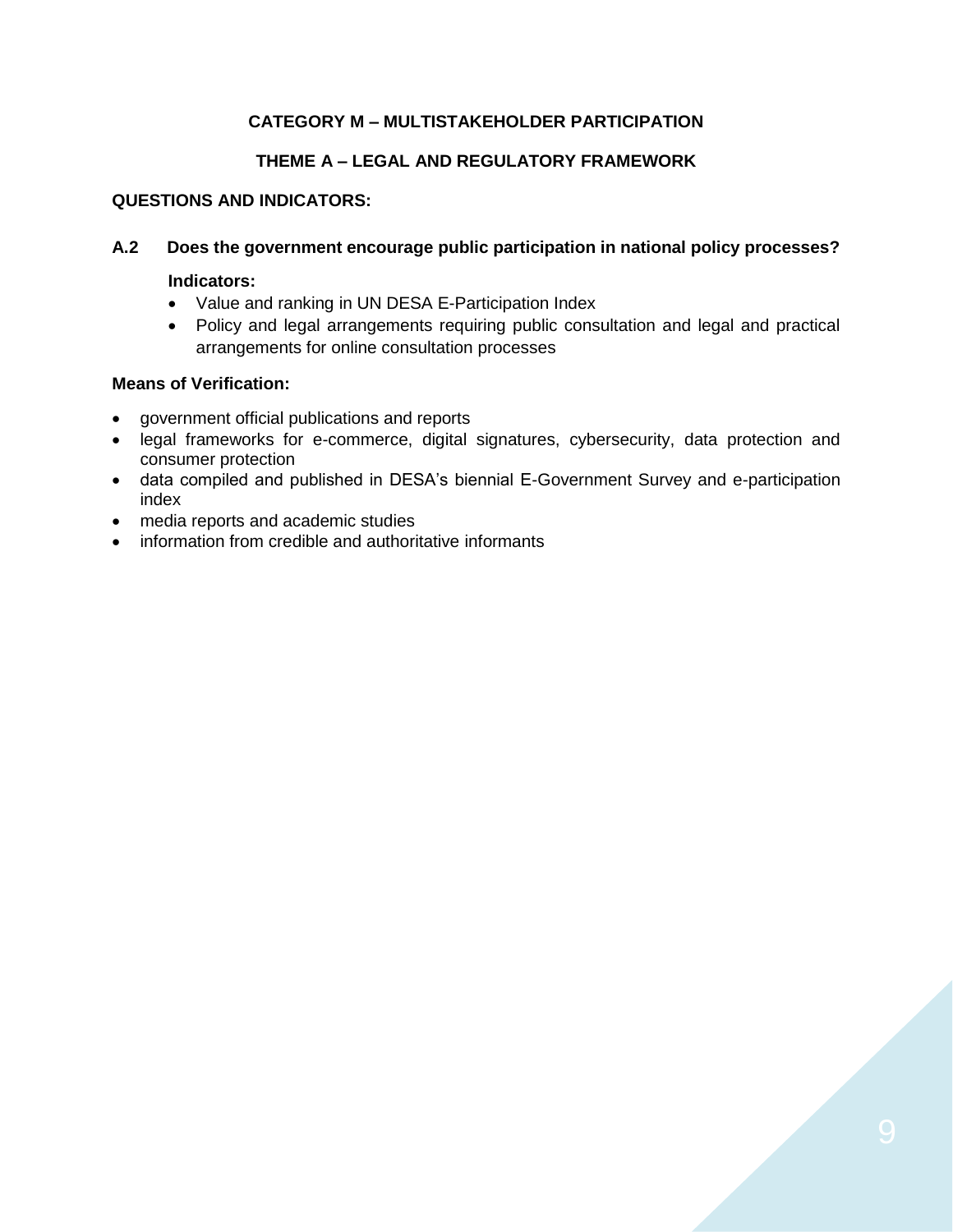## CATEGORY M – MULTISTAKEHOLDER PARTICIPATION

### THEME A – LEGAL AND REGULATORY FRAMEWORK

**QUESTIONS AND INDICATORS:**

**A.2 Does the government encourage public participation in national policy processes?**

**Indicators:**

- Value and ranking in UN DESA E-Participation Index
- Policy and legal arrangements requiring public consultation and legal and practical arrangements for online consultation processes

**Means of Verification:**

- government official publications and reports
- legal frameworks for e-commerce, digital signatures, cybersecurity, data protection and consumer protection
- data compiled and published in DESA's biennial E-Government Survey and e-participation index
- media reports and academic studies
- information from credible and authoritative informants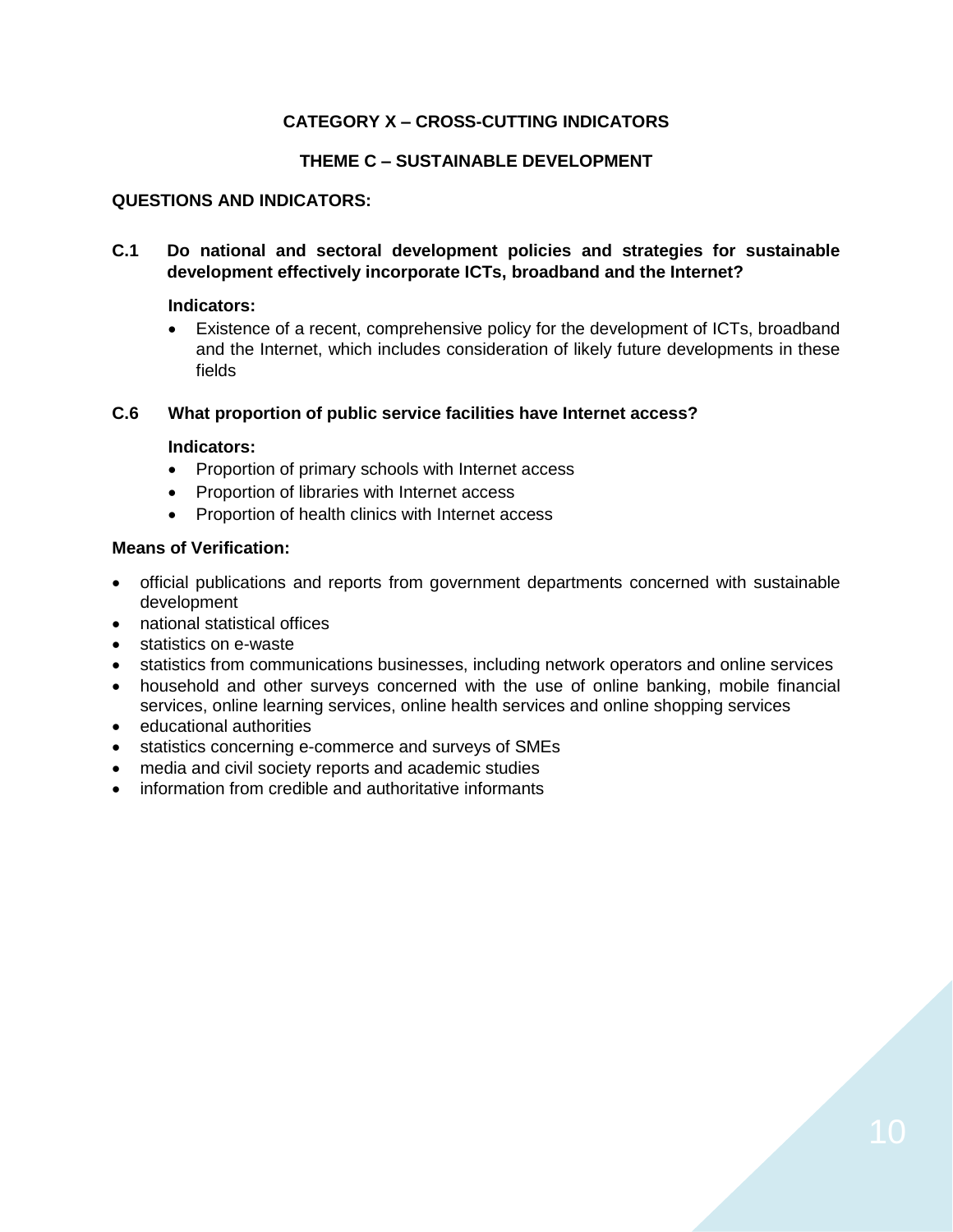## CATEGORY X – CROSS-CUTTING INDICATORS

### THEME C – SUSTAINABLE DEVELOPMENT

**QUESTIONS AND INDICATORS:**

**C.1 Do national and sectoral development policies and strategies for sustainable development effectively incorporate ICTs, broadband and the Internet?**

**Indicators:**

- Existence of a recent, comprehensive policy for the development of ICTs, broadband and the Internet, which includes consideration of likely future developments in these fields

**C.6 What proportion of public service facilities have Internet access?**

**Indicators:**

- Proportion of primary schools with Internet access
- Proportion of libraries with Internet access
- Proportion of health clinics with Internet access

**Means of Verification:**

- official publications and reports from government departments concerned with sustainable development
- national statistical offices
- statistics on e-waste
- statistics from communications businesses, including network operators and online services
- household and other surveys concerned with the use of online banking, mobile financial services, online learning services, online health services and online shopping services
- educational authorities
- statistics concerning e-commerce and surveys of SMEs
- media and civil society reports and academic studies
- information from credible and authoritative informants